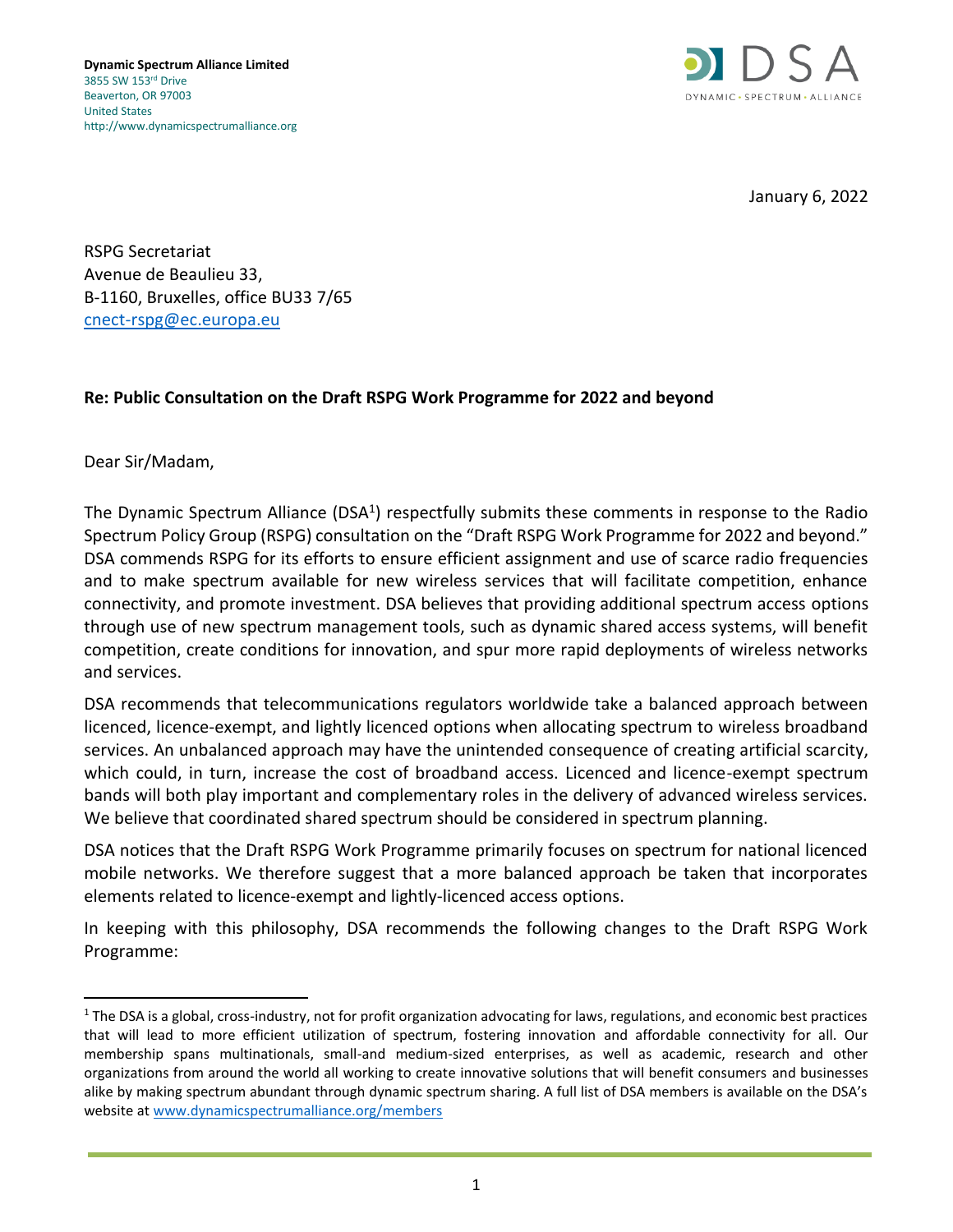**Dynamic Spectrum Alliance Limited**
3855 SW 153rd Drive
Beaverton, OR 97003
United States
http://www.dynamicspectrumalliance.org

DSA
DYNAMIC • SPECTRUM • ALLIANCE

January 6, 2022

RSPG Secretariat
Avenue de Beaulieu 33,
B-1160, Bruxelles, office BU33 7/65
cnect-rspg@ec.europa.eu

**Re: Public Consultation on the Draft RSPG Work Programme for 2022 and beyond**

Dear Sir/Madam,

The Dynamic Spectrum Alliance (DSA[1]) respectfully submits these comments in response to the Radio Spectrum Policy Group (RSPG) consultation on the "Draft RSPG Work Programme for 2022 and beyond." DSA commends RSPG for its efforts to ensure efficient assignment and use of scarce radio frequencies and to make spectrum available for new wireless services that will facilitate competition, enhance connectivity, and promote investment. DSA believes that providing additional spectrum access options through use of new spectrum management tools, such as dynamic shared access systems, will benefit competition, create conditions for innovation, and spur more rapid deployments of wireless networks and services.

DSA recommends that telecommunications regulators worldwide take a balanced approach between licenced, licence-exempt, and lightly licenced options when allocating spectrum to wireless broadband services. An unbalanced approach may have the unintended consequence of creating artificial scarcity, which could, in turn, increase the cost of broadband access. Licenced and licence-exempt spectrum bands will both play important and complementary roles in the delivery of advanced wireless services. We believe that coordinated shared spectrum should be considered in spectrum planning.

DSA notices that the Draft RSPG Work Programme primarily focuses on spectrum for national licenced mobile networks. We therefore suggest that a more balanced approach be taken that incorporates elements related to licence-exempt and lightly-licenced access options.

In keeping with this philosophy, DSA recommends the following changes to the Draft RSPG Work Programme:

---

[1] The DSA is a global, cross-industry, not for profit organization advocating for laws, regulations, and economic best practices that will lead to more efficient utilization of spectrum, fostering innovation and affordable connectivity for all. Our membership spans multinationals, small-and medium-sized enterprises, as well as academic, research and other organizations from around the world all working to create innovative solutions that will benefit consumers and businesses alike by making spectrum abundant through dynamic spectrum sharing. A full list of DSA members is available on the DSA's website at www.dynamicspectrumalliance.org/members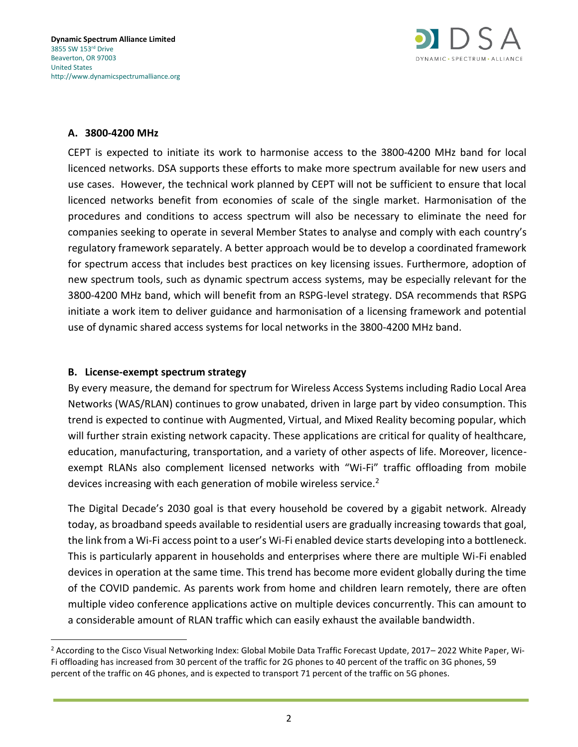### A. 3800-4200 MHz

CEPT is expected to initiate its work to harmonise access to the 3800-4200 MHz band for local licenced networks. DSA supports these efforts to make more spectrum available for new users and use cases. However, the technical work planned by CEPT will not be sufficient to ensure that local licenced networks benefit from economies of scale of the single market. Harmonisation of the procedures and conditions to access spectrum will also be necessary to eliminate the need for companies seeking to operate in several Member States to analyse and comply with each country's regulatory framework separately. A better approach would be to develop a coordinated framework for spectrum access that includes best practices on key licensing issues. Furthermore, adoption of new spectrum tools, such as dynamic spectrum access systems, may be especially relevant for the 3800-4200 MHz band, which will benefit from an RSPG-level strategy. DSA recommends that RSPG initiate a work item to deliver guidance and harmonisation of a licensing framework and potential use of dynamic shared access systems for local networks in the 3800-4200 MHz band.

### B. License-exempt spectrum strategy

By every measure, the demand for spectrum for Wireless Access Systems including Radio Local Area Networks (WAS/RLAN) continues to grow unabated, driven in large part by video consumption. This trend is expected to continue with Augmented, Virtual, and Mixed Reality becoming popular, which will further strain existing network capacity. These applications are critical for quality of healthcare, education, manufacturing, transportation, and a variety of other aspects of life. Moreover, licence-exempt RLANs also complement licensed networks with "Wi-Fi" traffic offloading from mobile devices increasing with each generation of mobile wireless service.[2]

The Digital Decade's 2030 goal is that every household be covered by a gigabit network. Already today, as broadband speeds available to residential users are gradually increasing towards that goal, the link from a Wi-Fi access point to a user's Wi-Fi enabled device starts developing into a bottleneck. This is particularly apparent in households and enterprises where there are multiple Wi-Fi enabled devices in operation at the same time. This trend has become more evident globally during the time of the COVID pandemic. As parents work from home and children learn remotely, there are often multiple video conference applications active on multiple devices concurrently. This can amount to a considerable amount of RLAN traffic which can easily exhaust the available bandwidth.

---

[2] According to the Cisco Visual Networking Index: Global Mobile Data Traffic Forecast Update, 2017– 2022 White Paper, Wi-Fi offloading has increased from 30 percent of the traffic for 2G phones to 40 percent of the traffic on 3G phones, 59 percent of the traffic on 4G phones, and is expected to transport 71 percent of the traffic on 5G phones.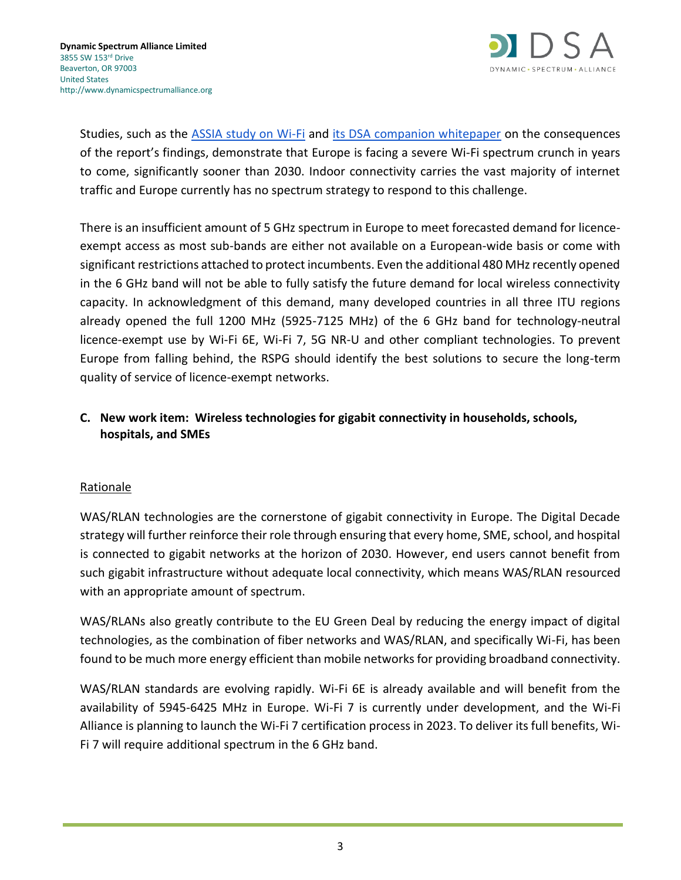Studies, such as the ASSIA study on Wi-Fi and its DSA companion whitepaper on the consequences of the report's findings, demonstrate that Europe is facing a severe Wi-Fi spectrum crunch in years to come, significantly sooner than 2030. Indoor connectivity carries the vast majority of internet traffic and Europe currently has no spectrum strategy to respond to this challenge.

There is an insufficient amount of 5 GHz spectrum in Europe to meet forecasted demand for licence-exempt access as most sub-bands are either not available on a European-wide basis or come with significant restrictions attached to protect incumbents. Even the additional 480 MHz recently opened in the 6 GHz band will not be able to fully satisfy the future demand for local wireless connectivity capacity. In acknowledgment of this demand, many developed countries in all three ITU regions already opened the full 1200 MHz (5925-7125 MHz) of the 6 GHz band for technology-neutral licence-exempt use by Wi-Fi 6E, Wi-Fi 7, 5G NR-U and other compliant technologies. To prevent Europe from falling behind, the RSPG should identify the best solutions to secure the long-term quality of service of licence-exempt networks.

### C. New work item: Wireless technologies for gigabit connectivity in households, schools, hospitals, and SMEs

Rationale

WAS/RLAN technologies are the cornerstone of gigabit connectivity in Europe. The Digital Decade strategy will further reinforce their role through ensuring that every home, SME, school, and hospital is connected to gigabit networks at the horizon of 2030. However, end users cannot benefit from such gigabit infrastructure without adequate local connectivity, which means WAS/RLAN resourced with an appropriate amount of spectrum.

WAS/RLANs also greatly contribute to the EU Green Deal by reducing the energy impact of digital technologies, as the combination of fiber networks and WAS/RLAN, and specifically Wi-Fi, has been found to be much more energy efficient than mobile networks for providing broadband connectivity.

WAS/RLAN standards are evolving rapidly. Wi-Fi 6E is already available and will benefit from the availability of 5945-6425 MHz in Europe. Wi-Fi 7 is currently under development, and the Wi-Fi Alliance is planning to launch the Wi-Fi 7 certification process in 2023. To deliver its full benefits, Wi-Fi 7 will require additional spectrum in the 6 GHz band.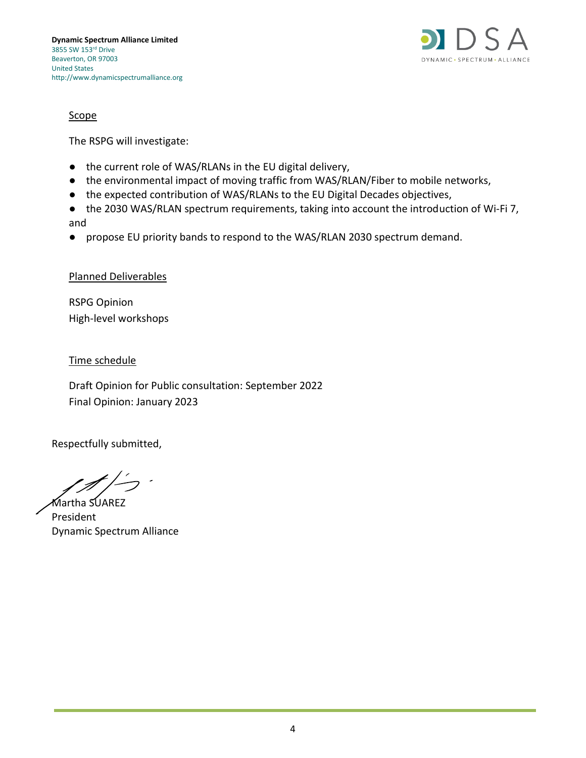**Dynamic Spectrum Alliance Limited**
3855 SW 153rd Drive
Beaverton, OR 97003
United States
http://www.dynamicspectrumalliance.org

Scope

The RSPG will investigate:

- the current role of WAS/RLANs in the EU digital delivery,
- the environmental impact of moving traffic from WAS/RLAN/Fiber to mobile networks,
- the expected contribution of WAS/RLANs to the EU Digital Decades objectives,
- the 2030 WAS/RLAN spectrum requirements, taking into account the introduction of Wi-Fi 7, and
- propose EU priority bands to respond to the WAS/RLAN 2030 spectrum demand.

Planned Deliverables

RSPG Opinion
High-level workshops

Time schedule

Draft Opinion for Public consultation: September 2022
Final Opinion: January 2023

Respectfully submitted,

Martha SUAREZ
President
Dynamic Spectrum Alliance